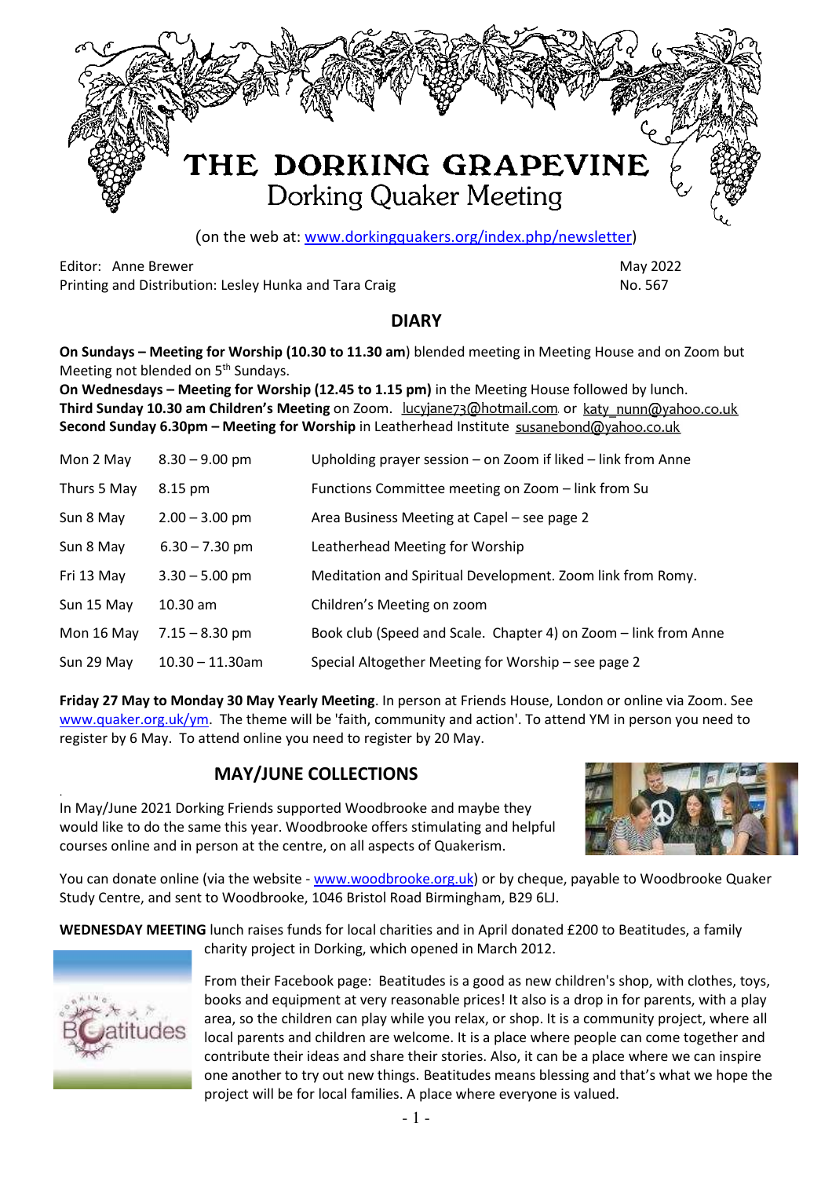# THE DORKING GRAPEVINE
## Dorking Quaker Meeting

(on the web at: www.dorkingquakers.org/index.php/newsletter)

Editor: Anne Brewer
Printing and Distribution: Lesley Hunka and Tara Craig

May 2022
No. 567

## DIARY

**On Sundays – Meeting for Worship (10.30 to 11.30 am**) blended meeting in Meeting House and on Zoom but Meeting not blended on 5th Sundays.
**On Wednesdays – Meeting for Worship (12.45 to 1.15 pm)** in the Meeting House followed by lunch.
**Third Sunday 10.30 am Children's Meeting** on Zoom. lucyjane73@hotmail.com or katy_nunn@yahoo.co.uk
**Second Sunday 6.30pm – Meeting for Worship** in Leatherhead Institute susanebond@yahoo.co.uk

| | | |
|---|---|---|
| Mon 2 May | 8.30 – 9.00 pm | Upholding prayer session – on Zoom if liked – link from Anne |
| Thurs 5 May | 8.15 pm | Functions Committee meeting on Zoom – link from Su |
| Sun 8 May | 2.00 – 3.00 pm | Area Business Meeting at Capel – see page 2 |
| Sun 8 May | 6.30 – 7.30 pm | Leatherhead Meeting for Worship |
| Fri 13 May | 3.30 – 5.00 pm | Meditation and Spiritual Development. Zoom link from Romy. |
| Sun 15 May | 10.30 am | Children's Meeting on zoom |
| Mon 16 May | 7.15 – 8.30 pm | Book club (Speed and Scale. Chapter 4) on Zoom – link from Anne |
| Sun 29 May | 10.30 – 11.30am | Special Altogether Meeting for Worship – see page 2 |

**Friday 27 May to Monday 30 May Yearly Meeting**. In person at Friends House, London or online via Zoom. See www.quaker.org.uk/ym. The theme will be 'faith, community and action'. To attend YM in person you need to register by 6 May. To attend online you need to register by 20 May.

## MAY/JUNE COLLECTIONS

In May/June 2021 Dorking Friends supported Woodbrooke and maybe they would like to do the same this year. Woodbrooke offers stimulating and helpful courses online and in person at the centre, on all aspects of Quakerism.

You can donate online (via the website - www.woodbrooke.org.uk) or by cheque, payable to Woodbrooke Quaker Study Centre, and sent to Woodbrooke, 1046 Bristol Road Birmingham, B29 6LJ.

**WEDNESDAY MEETING** lunch raises funds for local charities and in April donated £200 to Beatitudes, a family charity project in Dorking, which opened in March 2012.

From their Facebook page: Beatitudes is a good as new children's shop, with clothes, toys, books and equipment at very reasonable prices! It also is a drop in for parents, with a play area, so the children can play while you relax, or shop. It is a community project, where all local parents and children are welcome. It is a place where people can come together and contribute their ideas and share their stories. Also, it can be a place where we can inspire one another to try out new things. Beatitudes means blessing and that's what we hope the project will be for local families. A place where everyone is valued.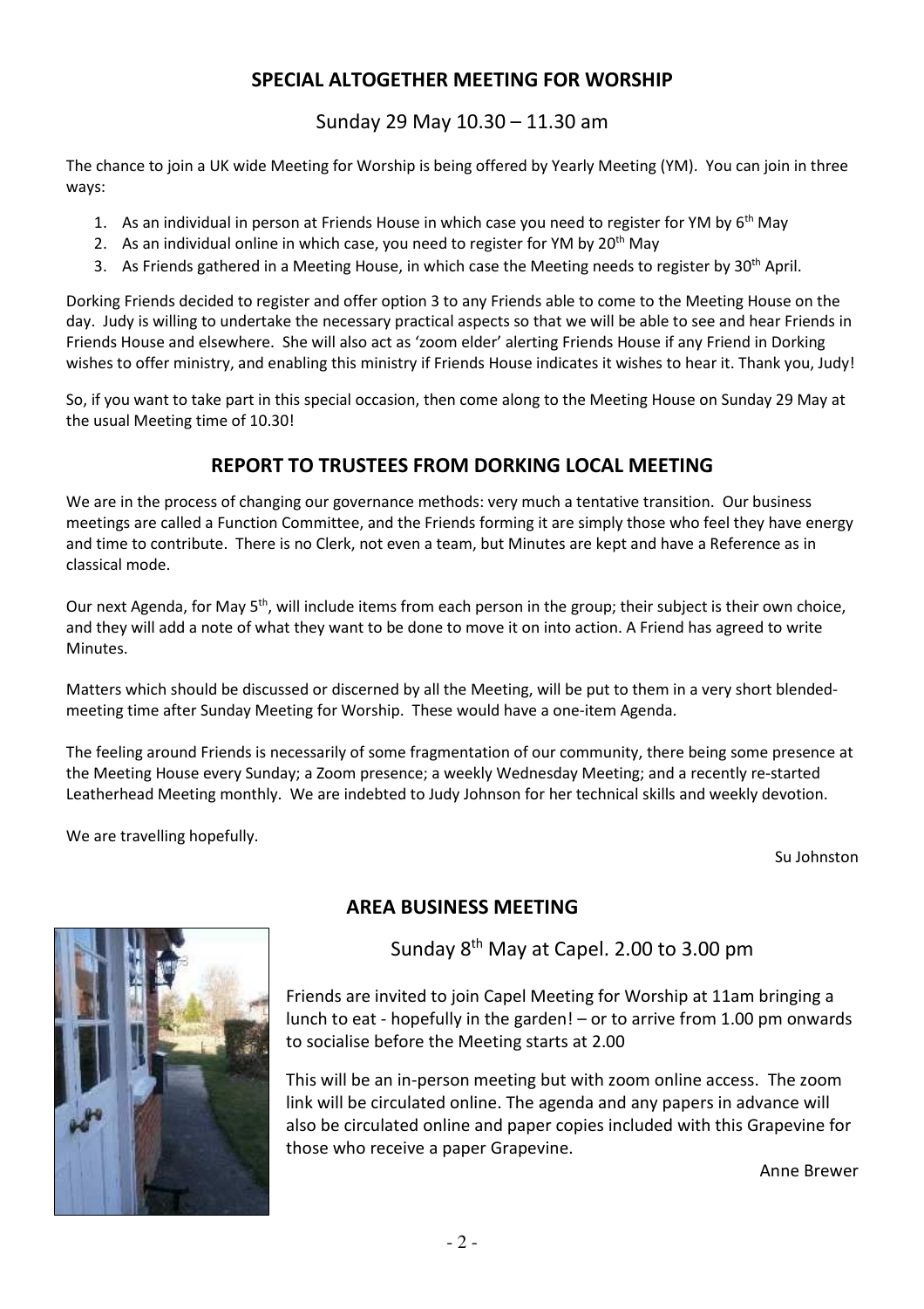## SPECIAL ALTOGETHER MEETING FOR WORSHIP

Sunday 29 May 10.30 – 11.30 am

The chance to join a UK wide Meeting for Worship is being offered by Yearly Meeting (YM). You can join in three ways:

1. As an individual in person at Friends House in which case you need to register for YM by 6th May
2. As an individual online in which case, you need to register for YM by 20th May
3. As Friends gathered in a Meeting House, in which case the Meeting needs to register by 30th April.

Dorking Friends decided to register and offer option 3 to any Friends able to come to the Meeting House on the day. Judy is willing to undertake the necessary practical aspects so that we will be able to see and hear Friends in Friends House and elsewhere. She will also act as 'zoom elder' alerting Friends House if any Friend in Dorking wishes to offer ministry, and enabling this ministry if Friends House indicates it wishes to hear it. Thank you, Judy!

So, if you want to take part in this special occasion, then come along to the Meeting House on Sunday 29 May at the usual Meeting time of 10.30!

## REPORT TO TRUSTEES FROM DORKING LOCAL MEETING

We are in the process of changing our governance methods: very much a tentative transition. Our business meetings are called a Function Committee, and the Friends forming it are simply those who feel they have energy and time to contribute. There is no Clerk, not even a team, but Minutes are kept and have a Reference as in classical mode.

Our next Agenda, for May 5th, will include items from each person in the group; their subject is their own choice, and they will add a note of what they want to be done to move it on into action. A Friend has agreed to write Minutes.

Matters which should be discussed or discerned by all the Meeting, will be put to them in a very short blended-meeting time after Sunday Meeting for Worship. These would have a one-item Agenda.

The feeling around Friends is necessarily of some fragmentation of our community, there being some presence at the Meeting House every Sunday; a Zoom presence; a weekly Wednesday Meeting; and a recently re-started Leatherhead Meeting monthly. We are indebted to Judy Johnson for her technical skills and weekly devotion.

We are travelling hopefully.

Su Johnston

## AREA BUSINESS MEETING

Sunday 8th May at Capel. 2.00 to 3.00 pm

Friends are invited to join Capel Meeting for Worship at 11am bringing a lunch to eat - hopefully in the garden! – or to arrive from 1.00 pm onwards to socialise before the Meeting starts at 2.00

This will be an in-person meeting but with zoom online access. The zoom link will be circulated online. The agenda and any papers in advance will also be circulated online and paper copies included with this Grapevine for those who receive a paper Grapevine.

Anne Brewer